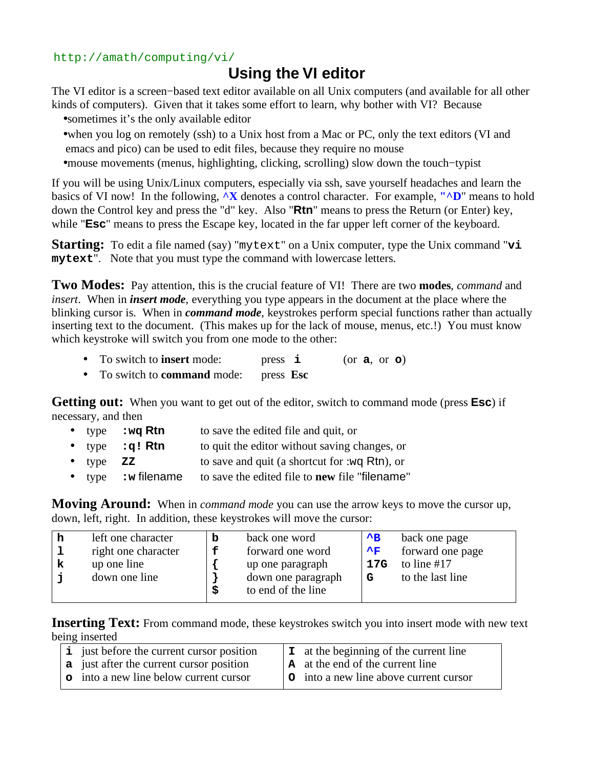http://amath/computing/vi/

# Using the VI editor

The VI editor is a screen−based text editor available on all Unix computers (and available for all other kinds of computers). Given that it takes some effort to learn, why bother with VI? Because

- sometimes it's the only available editor
- when you log on remotely (ssh) to a Unix host from a Mac or PC, only the text editors (VI and emacs and pico) can be used to edit files, because they require no mouse
- mouse movements (menus, highlighting, clicking, scrolling) slow down the touch−typist

If you will be using Unix/Linux computers, especially via ssh, save yourself headaches and learn the basics of VI now! In the following, **^X** denotes a control character. For example, "**^D**" means to hold down the Control key and press the "d" key. Also "**Rtn**" means to press the Return (or Enter) key, while "**Esc**" means to press the Escape key, located in the far upper left corner of the keyboard.

**Starting:** To edit a file named (say) "`mytext`" on a Unix computer, type the Unix command "**`vi mytext`**". Note that you must type the command with lowercase letters.

**Two Modes:** Pay attention, this is the crucial feature of VI! There are two **modes**, *command* and *insert*. When in ***insert mode***, everything you type appears in the document at the place where the blinking cursor is. When in ***command mode***, keystrokes perform special functions rather than actually inserting text to the document. (This makes up for the lack of mouse, menus, etc.!) You must know which keystroke will switch you from one mode to the other:

- To switch to **insert** mode: press **i** (or **a**, or **o**)
- To switch to **command** mode: press **Esc**

**Getting out:** When you want to get out of the editor, switch to command mode (press **Esc**) if necessary, and then

- type **:wq Rtn** to save the edited file and quit, or
- type **:q! Rtn** to quit the editor without saving changes, or
- type **ZZ** to save and quit (a shortcut for :wq Rtn), or
- type **:w** filename to save the edited file to **new** file "filename"

**Moving Around:** When in *command mode* you can use the arrow keys to move the cursor up, down, left, right. In addition, these keystrokes will move the cursor:

| | | | | | |
|---|---|---|---|---|---|
| **h** | left one character | **b** | back one word | **^B** | back one page |
| **l** | right one character | **f** | forward one word | **^F** | forward one page |
| **k** | up one line | **{** | up one paragraph | **17G** | to line #17 |
| **j** | down one line | **}** | down one paragraph | **G** | to the last line |
| | | **$** | to end of the line | | |

**Inserting Text:** From command mode, these keystrokes switch you into insert mode with new text being inserted

| | | | |
|---|---|---|---|
| **i** | just before the current cursor position | **I** | at the beginning of the current line |
| **a** | just after the current cursor position | **A** | at the end of the current line |
| **o** | into a new line below current cursor | **O** | into a new line above current cursor |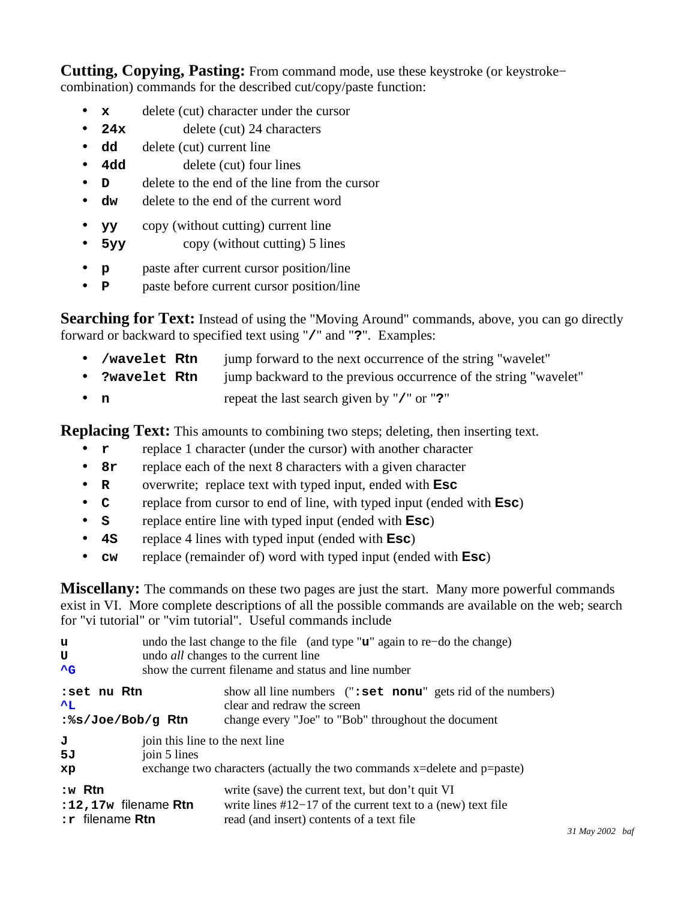**Cutting, Copying, Pasting:** From command mode, use these keystroke (or keystroke−combination) commands for the described cut/copy/paste function:

- **`x`** delete (cut) character under the cursor
- **`24x`** delete (cut) 24 characters
- **`dd`** delete (cut) current line
- **`4dd`** delete (cut) four lines
- **`D`** delete to the end of the line from the cursor
- **`dw`** delete to the end of the current word

- **`yy`** copy (without cutting) current line
- **`5yy`** copy (without cutting) 5 lines

- **`p`** paste after current cursor position/line
- **`P`** paste before current cursor position/line

**Searching for Text:** Instead of using the "Moving Around" commands, above, you can go directly forward or backward to specified text using "**`/`**" and "**`?`**". Examples:

- **`/wavelet Rtn`** jump forward to the next occurrence of the string "wavelet"
- **`?wavelet Rtn`** jump backward to the previous occurrence of the string "wavelet"

- **`n`** repeat the last search given by "**`/`**" or "**`?`**"

**Replacing Text:** This amounts to combining two steps; deleting, then inserting text.

- **`r`** replace 1 character (under the cursor) with another character
- **`8r`** replace each of the next 8 characters with a given character
- **`R`** overwrite; replace text with typed input, ended with **`Esc`**
- **`C`** replace from cursor to end of line, with typed input (ended with **`Esc`**)
- **`S`** replace entire line with typed input (ended with **`Esc`**)
- **`4S`** replace 4 lines with typed input (ended with **`Esc`**)
- **`cw`** replace (remainder of) word with typed input (ended with **`Esc`**)

**Miscellany:** The commands on these two pages are just the start. Many more powerful commands exist in VI. More complete descriptions of all the possible commands are available on the web; search for "vi tutorial" or "vim tutorial". Useful commands include

**`u`** undo the last change to the file (and type "**`u`**" again to re−do the change)
**`U`** undo *all* changes to the current line
**`^G`** show the current filename and status and line number

**`:set nu Rtn`** show all line numbers ("**`:set nonu`**" gets rid of the numbers)
**`^L`** clear and redraw the screen
**`:%s/Joe/Bob/g Rtn`** change every "Joe" to "Bob" throughout the document

**`J`** join this line to the next line
**`5J`** join 5 lines
**`xp`** exchange two characters (actually the two commands x=delete and p=paste)

**`:w Rtn`** write (save) the current text, but don't quit VI
**`:12,17w`** filename **Rtn** write lines #12−17 of the current text to a (new) text file
**`:r`** filename **Rtn** read (and insert) contents of a text file

*31 May 2002 baf*